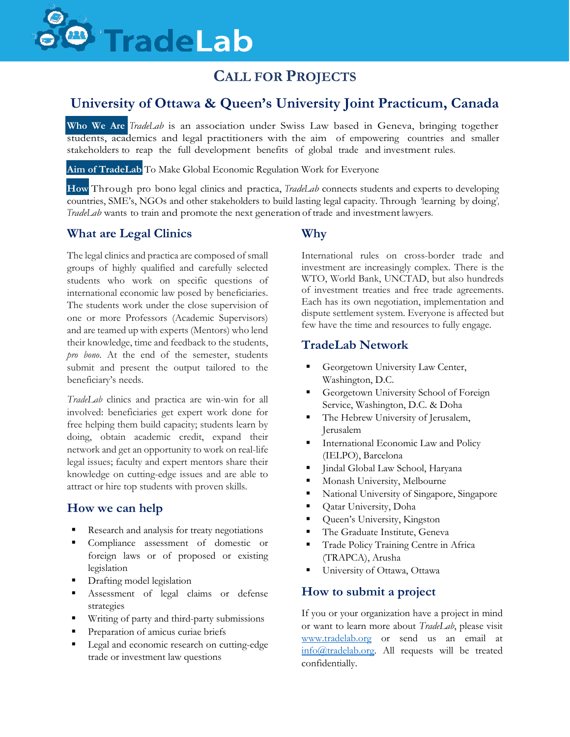# TradeLab

## CALL FOR PROJECTS

## University of Ottawa & Queen's University Joint Practicum, Canada

**Who We Are** *TradeLab* is an association under Swiss Law based in Geneva, bringing together students, academics and legal practitioners with the aim of empowering countries and smaller stakeholders to reap the full development benefits of global trade and investment rules.

**Aim of TradeLab** To Make Global Economic Regulation Work for Everyone

**How** Through pro bono legal clinics and practica, *TradeLab* connects students and experts to developing countries, SME's, NGOs and other stakeholders to build lasting legal capacity. Through 'learning by doing', *TradeLab* wants to train and promote the next generation of trade and investment lawyers.

### What are Legal Clinics

The legal clinics and practica are composed of small groups of highly qualified and carefully selected students who work on specific questions of international economic law posed by beneficiaries. The students work under the close supervision of one or more Professors (Academic Supervisors) and are teamed up with experts (Mentors) who lend their knowledge, time and feedback to the students, *pro bono*. At the end of the semester, students submit and present the output tailored to the beneficiary's needs.

*TradeLab* clinics and practica are win-win for all involved: beneficiaries get expert work done for free helping them build capacity; students learn by doing, obtain academic credit, expand their network and get an opportunity to work on real-life legal issues; faculty and expert mentors share their knowledge on cutting-edge issues and are able to attract or hire top students with proven skills.

### How we can help

- Research and analysis for treaty negotiations
- Compliance assessment of domestic or foreign laws or of proposed or existing legislation
- Drafting model legislation
- Assessment of legal claims or defense strategies
- Writing of party and third-party submissions
- Preparation of amicus curiae briefs
- Legal and economic research on cutting-edge trade or investment law questions

### Why

International rules on cross-border trade and investment are increasingly complex. There is the WTO, World Bank, UNCTAD, but also hundreds of investment treaties and free trade agreements. Each has its own negotiation, implementation and dispute settlement system. Everyone is affected but few have the time and resources to fully engage.

### TradeLab Network

- Georgetown University Law Center, Washington, D.C.
- Georgetown University School of Foreign Service, Washington, D.C. & Doha
- The Hebrew University of Jerusalem, Jerusalem
- International Economic Law and Policy (IELPO), Barcelona
- Jindal Global Law School, Haryana
- Monash University, Melbourne
- National University of Singapore, Singapore
- Qatar University, Doha
- Queen's University, Kingston
- The Graduate Institute, Geneva
- Trade Policy Training Centre in Africa (TRAPCA), Arusha
- University of Ottawa, Ottawa

### How to submit a project

If you or your organization have a project in mind or want to learn more about *TradeLab*, please visit [www.tradelab.org](http://www.tradelab.org) or send us an email at [info@tradelab.org](mailto:info@tradelab.org). All requests will be treated confidentially.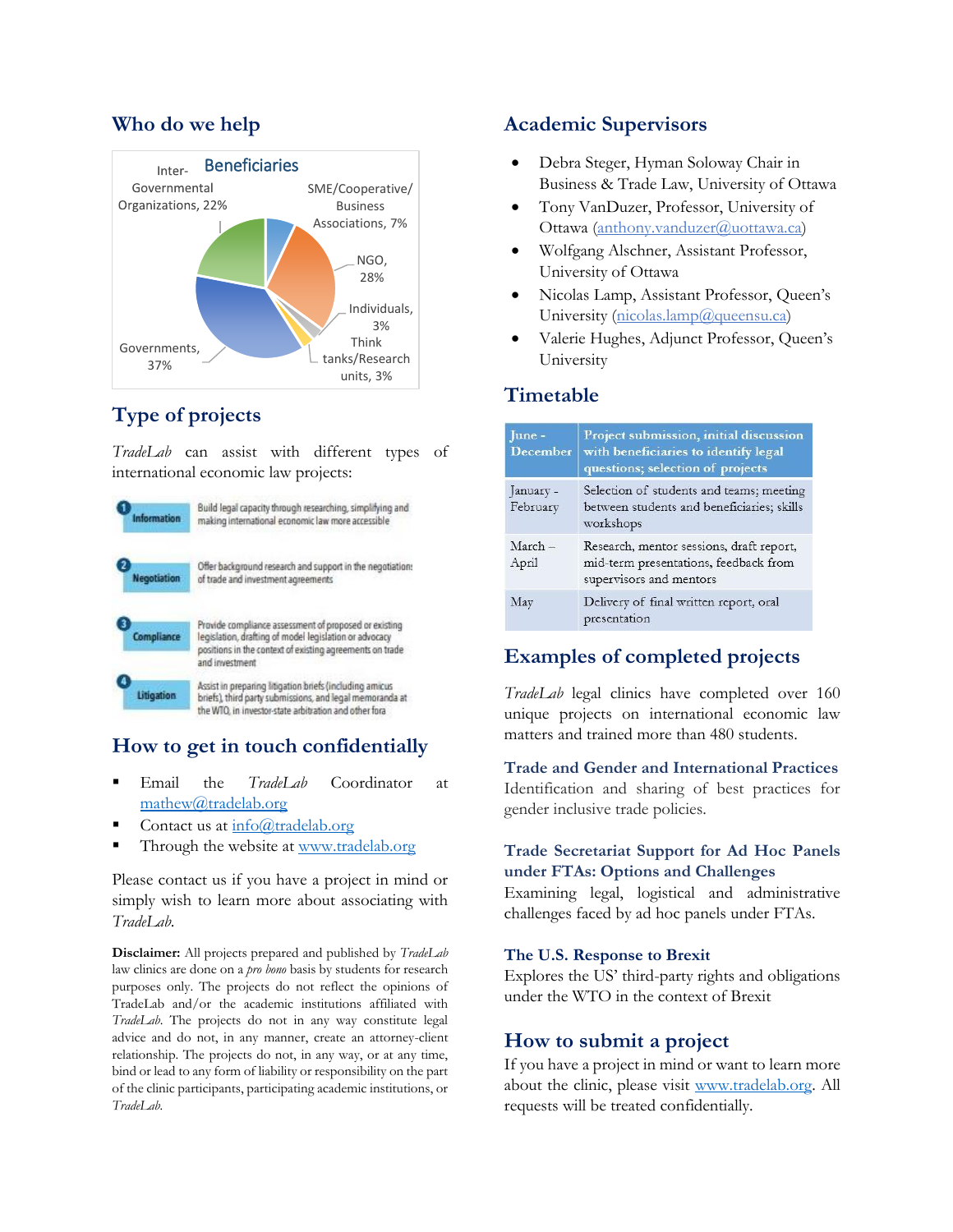## Who do we help

Beneficiaries

Inter-Governmental Organizations, 22%

SME/Cooperative/Business Associations, 7%

NGO, 28%

Individuals, 3%

Think tanks/Research units, 3%

Governments, 37%

## Type of projects

*TradeLab* can assist with different types of international economic law projects:

1. **Information** — Build legal capacity through researching, simplifying and making international economic law more accessible
2. **Negotiation** — Offer background research and support in the negotiation of trade and investment agreements
3. **Compliance** — Provide compliance assessment of proposed or existing legislation, drafting of model legislation or advocacy positions in the context of existing agreements on trade and investment
4. **Litigation** — Assist in preparing litigation briefs (including amicus briefs), third party submissions, and legal memoranda at the WTO, in investor-state arbitration and other fora

## How to get in touch confidentially

- Email the *TradeLab* Coordinator at mathew@tradelab.org
- Contact us at info@tradelab.org
- Through the website at www.tradelab.org

Please contact us if you have a project in mind or simply wish to learn more about associating with *TradeLab*.

**Disclaimer:** All projects prepared and published by *TradeLab* law clinics are done on a *pro bono* basis by students for research purposes only. The projects do not reflect the opinions of TradeLab and/or the academic institutions affiliated with *TradeLab*. The projects do not in any way constitute legal advice and do not, in any manner, create an attorney-client relationship. The projects do not, in any way, or at any time, bind or lead to any form of liability or responsibility on the part of the clinic participants, participating academic institutions, or *TradeLab*.

## Academic Supervisors

- Debra Steger, Hyman Soloway Chair in Business & Trade Law, University of Ottawa
- Tony VanDuzer, Professor, University of Ottawa (anthony.vanduzer@uottawa.ca)
- Wolfgang Alschner, Assistant Professor, University of Ottawa
- Nicolas Lamp, Assistant Professor, Queen's University (nicolas.lamp@queensu.ca)
- Valerie Hughes, Adjunct Professor, Queen's University

## Timetable

| June - December | Project submission, initial discussion with beneficiaries to identify legal questions; selection of projects |
|---|---|
| January - February | Selection of students and teams; meeting between students and beneficiaries; skills workshops |
| March – April | Research, mentor sessions, draft report, mid-term presentations, feedback from supervisors and mentors |
| May | Delivery of final written report, oral presentation |

## Examples of completed projects

*TradeLab* legal clinics have completed over 160 unique projects on international economic law matters and trained more than 480 students.

### Trade and Gender and International Practices

Identification and sharing of best practices for gender inclusive trade policies.

### Trade Secretariat Support for Ad Hoc Panels under FTAs: Options and Challenges

Examining legal, logistical and administrative challenges faced by ad hoc panels under FTAs.

### The U.S. Response to Brexit

Explores the US' third-party rights and obligations under the WTO in the context of Brexit

## How to submit a project

If you have a project in mind or want to learn more about the clinic, please visit www.tradelab.org. All requests will be treated confidentially.